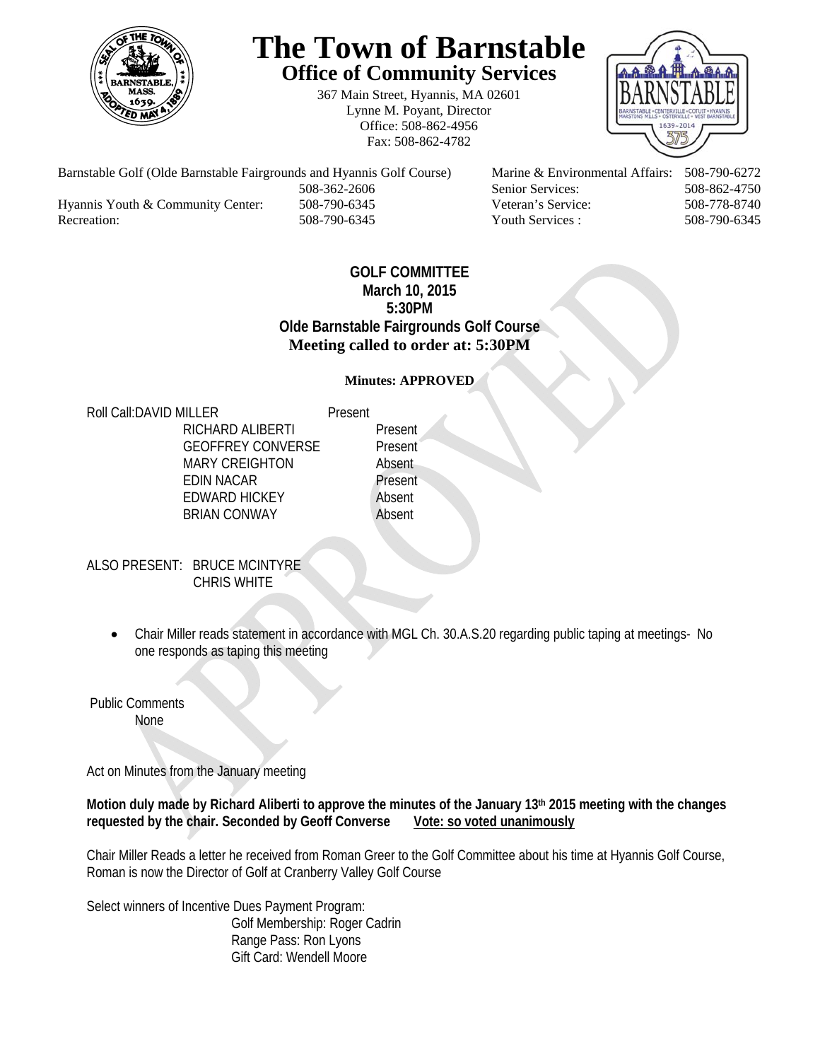# The Town of Barnstable

## Office of Community Services

367 Main Street, Hyannis, MA 02601
Lynne M. Poyant, Director
Office: 508-862-4956
Fax: 508-862-4782

| | | | |
|---|---|---|---|
| Barnstable Golf (Olde Barnstable Fairgrounds and Hyannis Golf Course) | 508-362-2606 | Marine & Environmental Affairs: | 508-790-6272 |
| | | Senior Services: | 508-862-4750 |
| Hyannis Youth & Community Center: | 508-790-6345 | Veteran's Service: | 508-778-8740 |
| Recreation: | 508-790-6345 | Youth Services : | 508-790-6345 |

**GOLF COMMITTEE**
**March 10, 2015**
**5:30PM**
**Olde Barnstable Fairgrounds Golf Course**
**Meeting called to order at: 5:30PM**

**Minutes: APPROVED**

| Roll Call: | |
|---|---|
| DAVID MILLER | Present |
| RICHARD ALIBERTI | Present |
| GEOFFREY CONVERSE | Present |
| MARY CREIGHTON | Absent |
| EDIN NACAR | Present |
| EDWARD HICKEY | Absent |
| BRIAN CONWAY | Absent |

ALSO PRESENT: BRUCE MCINTYRE
CHRIS WHITE

- Chair Miller reads statement in accordance with MGL Ch. 30.A.S.20 regarding public taping at meetings- No one responds as taping this meeting

Public Comments
None

Act on Minutes from the January meeting

**Motion duly made by Richard Aliberti to approve the minutes of the January 13th 2015 meeting with the changes requested by the chair. Seconded by Geoff Converse** **<u>Vote: so voted unanimously</u>**

Chair Miller Reads a letter he received from Roman Greer to the Golf Committee about his time at Hyannis Golf Course, Roman is now the Director of Golf at Cranberry Valley Golf Course

Select winners of Incentive Dues Payment Program:
Golf Membership: Roger Cadrin
Range Pass: Ron Lyons
Gift Card: Wendell Moore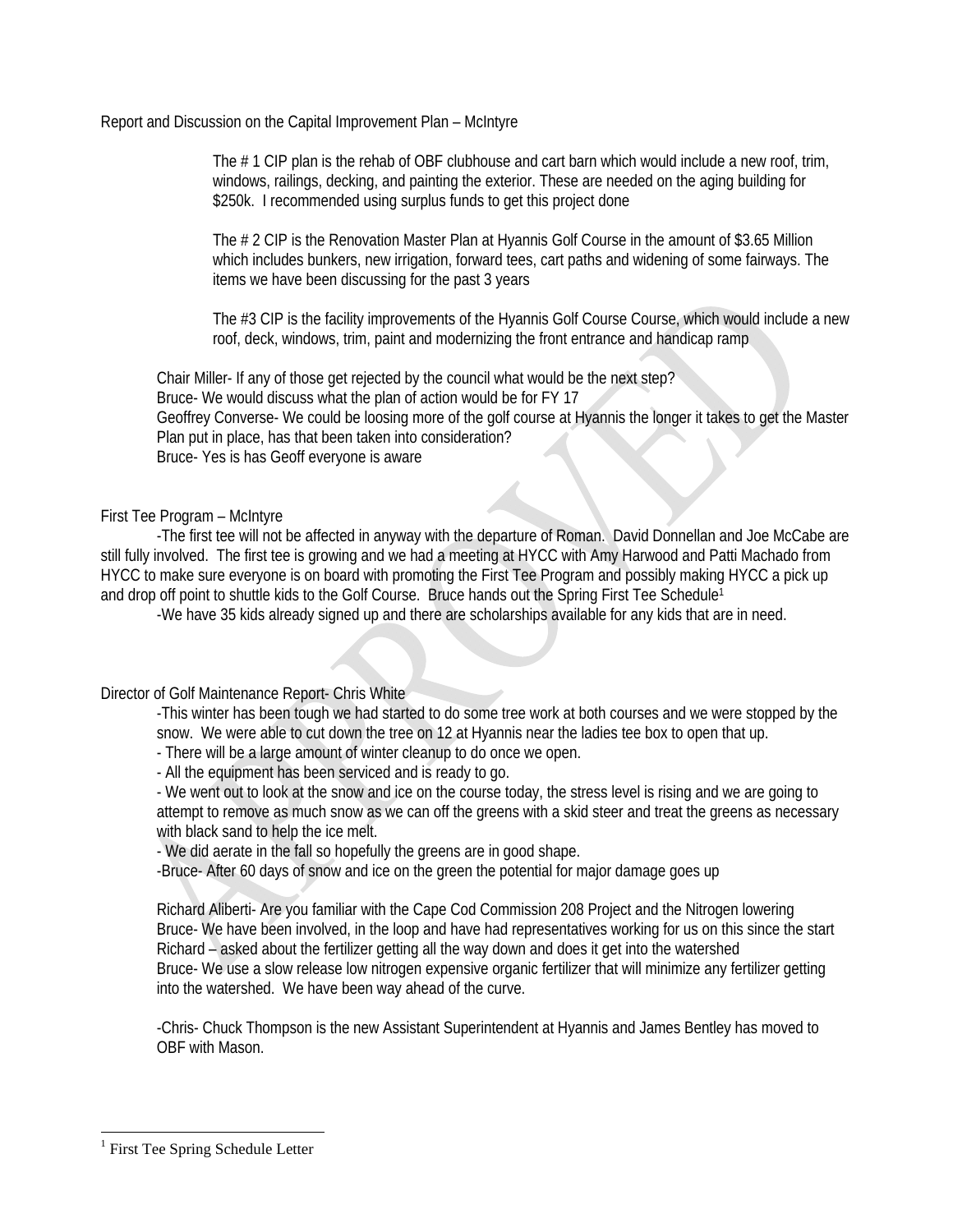Report and Discussion on the Capital Improvement Plan – McIntyre

The # 1 CIP plan is the rehab of OBF clubhouse and cart barn which would include a new roof, trim, windows, railings, decking, and painting the exterior. These are needed on the aging building for $250k. I recommended using surplus funds to get this project done

The # 2 CIP is the Renovation Master Plan at Hyannis Golf Course in the amount of $3.65 Million which includes bunkers, new irrigation, forward tees, cart paths and widening of some fairways. The items we have been discussing for the past 3 years

The #3 CIP is the facility improvements of the Hyannis Golf Course Course, which would include a new roof, deck, windows, trim, paint and modernizing the front entrance and handicap ramp

Chair Miller- If any of those get rejected by the council what would be the next step?
Bruce- We would discuss what the plan of action would be for FY 17
Geoffrey Converse- We could be loosing more of the golf course at Hyannis the longer it takes to get the Master Plan put in place, has that been taken into consideration?
Bruce- Yes is has Geoff everyone is aware

First Tee Program – McIntyre

-The first tee will not be affected in anyway with the departure of Roman. David Donnellan and Joe McCabe are still fully involved. The first tee is growing and we had a meeting at HYCC with Amy Harwood and Patti Machado from HYCC to make sure everyone is on board with promoting the First Tee Program and possibly making HYCC a pick up and drop off point to shuttle kids to the Golf Course. Bruce hands out the Spring First Tee Schedule[1]

-We have 35 kids already signed up and there are scholarships available for any kids that are in need.

Director of Golf Maintenance Report- Chris White

-This winter has been tough we had started to do some tree work at both courses and we were stopped by the snow. We were able to cut down the tree on 12 at Hyannis near the ladies tee box to open that up.
- There will be a large amount of winter cleanup to do once we open.
- All the equipment has been serviced and is ready to go.
- We went out to look at the snow and ice on the course today, the stress level is rising and we are going to attempt to remove as much snow as we can off the greens with a skid steer and treat the greens as necessary with black sand to help the ice melt.
- We did aerate in the fall so hopefully the greens are in good shape.
-Bruce- After 60 days of snow and ice on the green the potential for major damage goes up

Richard Aliberti- Are you familiar with the Cape Cod Commission 208 Project and the Nitrogen lowering
Bruce- We have been involved, in the loop and have had representatives working for us on this since the start
Richard – asked about the fertilizer getting all the way down and does it get into the watershed
Bruce- We use a slow release low nitrogen expensive organic fertilizer that will minimize any fertilizer getting into the watershed. We have been way ahead of the curve.

-Chris- Chuck Thompson is the new Assistant Superintendent at Hyannis and James Bentley has moved to OBF with Mason.

[1] First Tee Spring Schedule Letter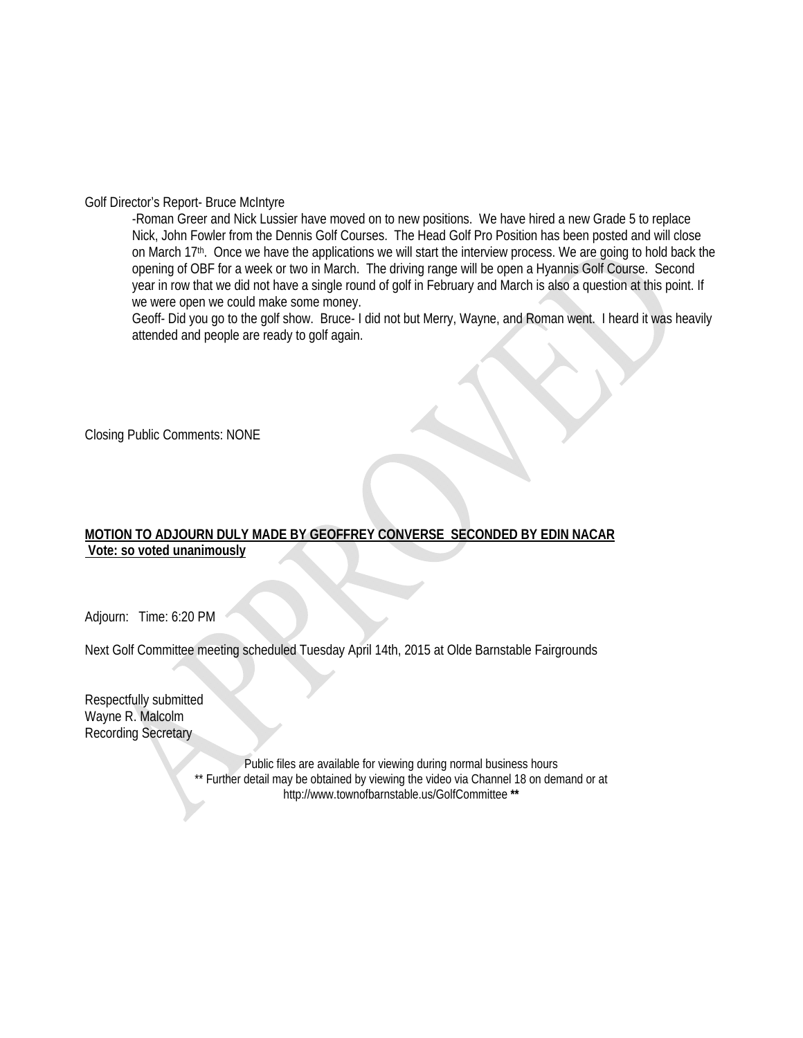Golf Director's Report- Bruce McIntyre

-Roman Greer and Nick Lussier have moved on to new positions. We have hired a new Grade 5 to replace Nick, John Fowler from the Dennis Golf Courses. The Head Golf Pro Position has been posted and will close on March 17th. Once we have the applications we will start the interview process. We are going to hold back the opening of OBF for a week or two in March. The driving range will be open a Hyannis Golf Course. Second year in row that we did not have a single round of golf in February and March is also a question at this point. If we were open we could make some money.

Geoff- Did you go to the golf show. Bruce- I did not but Merry, Wayne, and Roman went. I heard it was heavily attended and people are ready to golf again.

Closing Public Comments: NONE

**MOTION TO ADJOURN DULY MADE BY GEOFFREY CONVERSE SECONDED BY EDIN NACAR**
**Vote: so voted unanimously**

Adjourn: Time: 6:20 PM

Next Golf Committee meeting scheduled Tuesday April 14th, 2015 at Olde Barnstable Fairgrounds

Respectfully submitted
Wayne R. Malcolm
Recording Secretary

Public files are available for viewing during normal business hours
** Further detail may be obtained by viewing the video via Channel 18 on demand or at http://www.townofbarnstable.us/GolfCommittee **